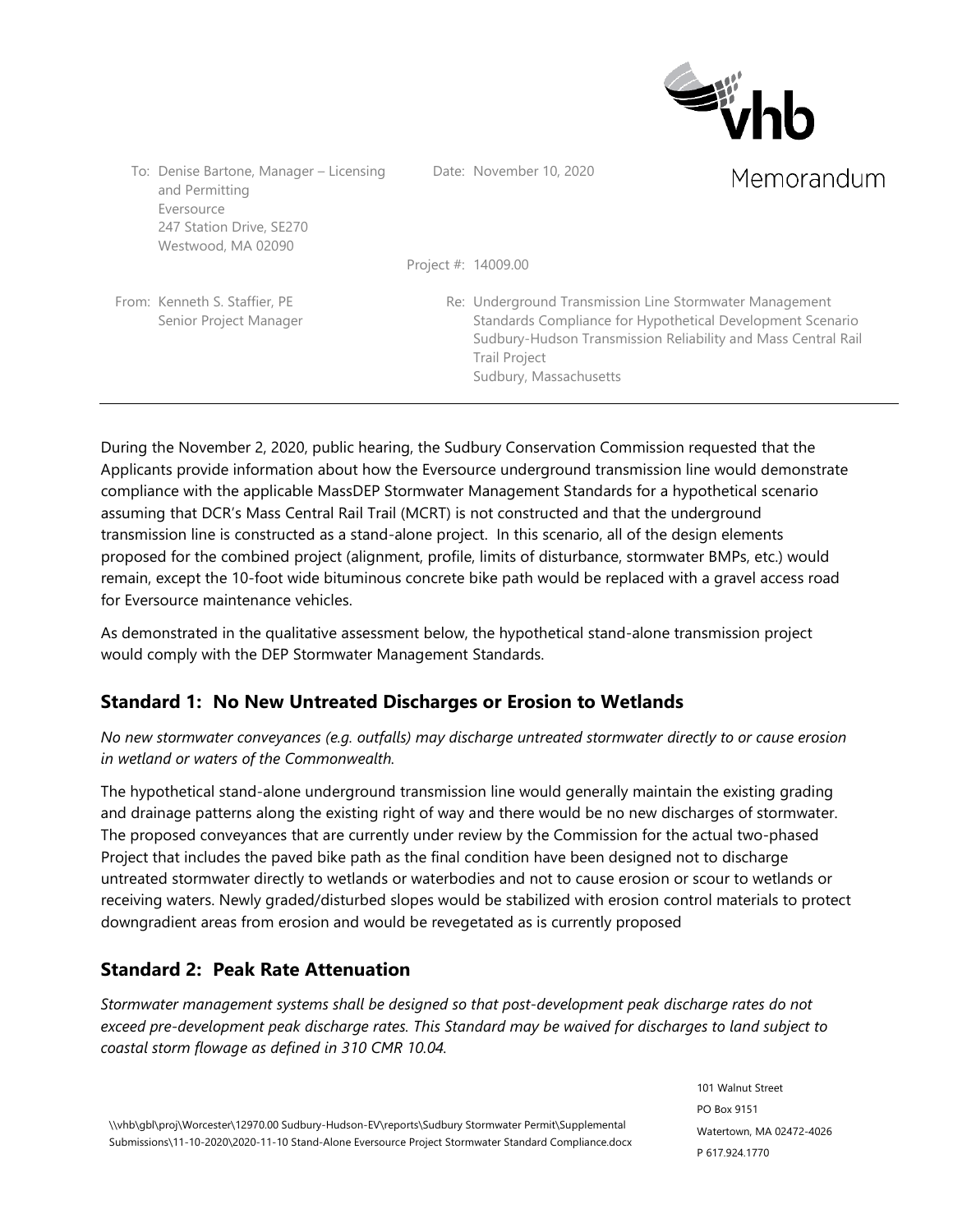Memorandum

To: Denise Bartone, Manager – Licensing and Permitting
Eversource
247 Station Drive, SE270
Westwood, MA 02090

Date: November 10, 2020

Project #: 14009.00

From: Kenneth S. Staffier, PE
Senior Project Manager

Re: Underground Transmission Line Stormwater Management Standards Compliance for Hypothetical Development Scenario
Sudbury-Hudson Transmission Reliability and Mass Central Rail Trail Project
Sudbury, Massachusetts

---

During the November 2, 2020, public hearing, the Sudbury Conservation Commission requested that the Applicants provide information about how the Eversource underground transmission line would demonstrate compliance with the applicable MassDEP Stormwater Management Standards for a hypothetical scenario assuming that DCR's Mass Central Rail Trail (MCRT) is not constructed and that the underground transmission line is constructed as a stand-alone project. In this scenario, all of the design elements proposed for the combined project (alignment, profile, limits of disturbance, stormwater BMPs, etc.) would remain, except the 10-foot wide bituminous concrete bike path would be replaced with a gravel access road for Eversource maintenance vehicles.

As demonstrated in the qualitative assessment below, the hypothetical stand-alone transmission project would comply with the DEP Stormwater Management Standards.

## Standard 1: No New Untreated Discharges or Erosion to Wetlands

*No new stormwater conveyances (e.g. outfalls) may discharge untreated stormwater directly to or cause erosion in wetland or waters of the Commonwealth.*

The hypothetical stand-alone underground transmission line would generally maintain the existing grading and drainage patterns along the existing right of way and there would be no new discharges of stormwater. The proposed conveyances that are currently under review by the Commission for the actual two-phased Project that includes the paved bike path as the final condition have been designed not to discharge untreated stormwater directly to wetlands or waterbodies and not to cause erosion or scour to wetlands or receiving waters. Newly graded/disturbed slopes would be stabilized with erosion control materials to protect downgradient areas from erosion and would be revegetated as is currently proposed

## Standard 2: Peak Rate Attenuation

*Stormwater management systems shall be designed so that post-development peak discharge rates do not exceed pre-development peak discharge rates. This Standard may be waived for discharges to land subject to coastal storm flowage as defined in 310 CMR 10.04.*

\\vhb\gbl\proj\Worcester\12970.00 Sudbury-Hudson-EV\reports\Sudbury Stormwater Permit\Supplemental Submissions\11-10-2020\2020-11-10 Stand-Alone Eversource Project Stormwater Standard Compliance.docx

101 Walnut Street
PO Box 9151
Watertown, MA 02472-4026
P 617.924.1770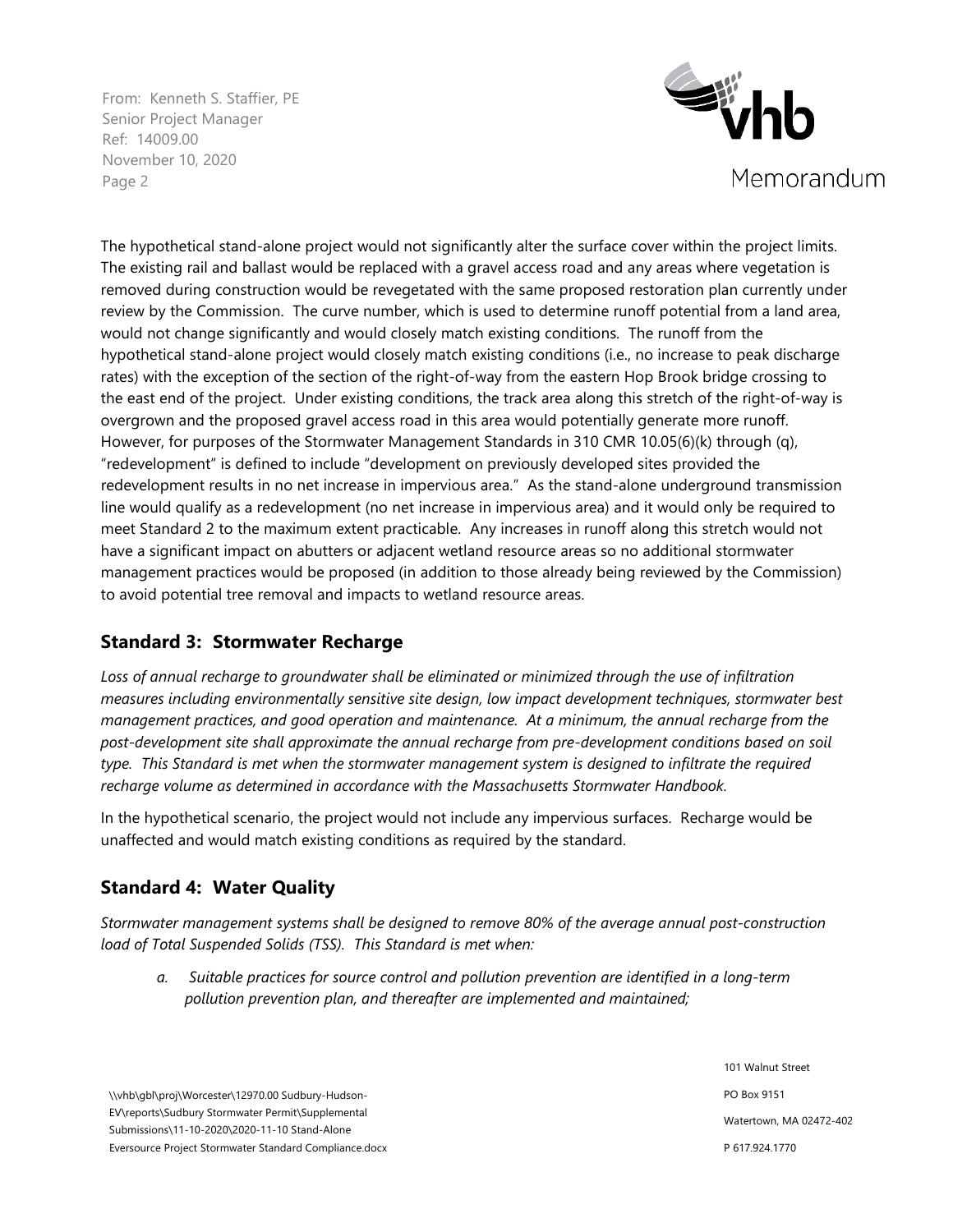The hypothetical stand-alone project would not significantly alter the surface cover within the project limits. The existing rail and ballast would be replaced with a gravel access road and any areas where vegetation is removed during construction would be revegetated with the same proposed restoration plan currently under review by the Commission. The curve number, which is used to determine runoff potential from a land area, would not change significantly and would closely match existing conditions. The runoff from the hypothetical stand-alone project would closely match existing conditions (i.e., no increase to peak discharge rates) with the exception of the section of the right-of-way from the eastern Hop Brook bridge crossing to the east end of the project. Under existing conditions, the track area along this stretch of the right-of-way is overgrown and the proposed gravel access road in this area would potentially generate more runoff. However, for purposes of the Stormwater Management Standards in 310 CMR 10.05(6)(k) through (q), "redevelopment" is defined to include "development on previously developed sites provided the redevelopment results in no net increase in impervious area." As the stand-alone underground transmission line would qualify as a redevelopment (no net increase in impervious area) and it would only be required to meet Standard 2 to the maximum extent practicable. Any increases in runoff along this stretch would not have a significant impact on abutters or adjacent wetland resource areas so no additional stormwater management practices would be proposed (in addition to those already being reviewed by the Commission) to avoid potential tree removal and impacts to wetland resource areas.

## Standard 3: Stormwater Recharge

*Loss of annual recharge to groundwater shall be eliminated or minimized through the use of infiltration measures including environmentally sensitive site design, low impact development techniques, stormwater best management practices, and good operation and maintenance. At a minimum, the annual recharge from the post-development site shall approximate the annual recharge from pre-development conditions based on soil type. This Standard is met when the stormwater management system is designed to infiltrate the required recharge volume as determined in accordance with the Massachusetts Stormwater Handbook.*

In the hypothetical scenario, the project would not include any impervious surfaces. Recharge would be unaffected and would match existing conditions as required by the standard.

## Standard 4: Water Quality

*Stormwater management systems shall be designed to remove 80% of the average annual post-construction load of Total Suspended Solids (TSS). This Standard is met when:*

*a. Suitable practices for source control and pollution prevention are identified in a long-term pollution prevention plan, and thereafter are implemented and maintained;*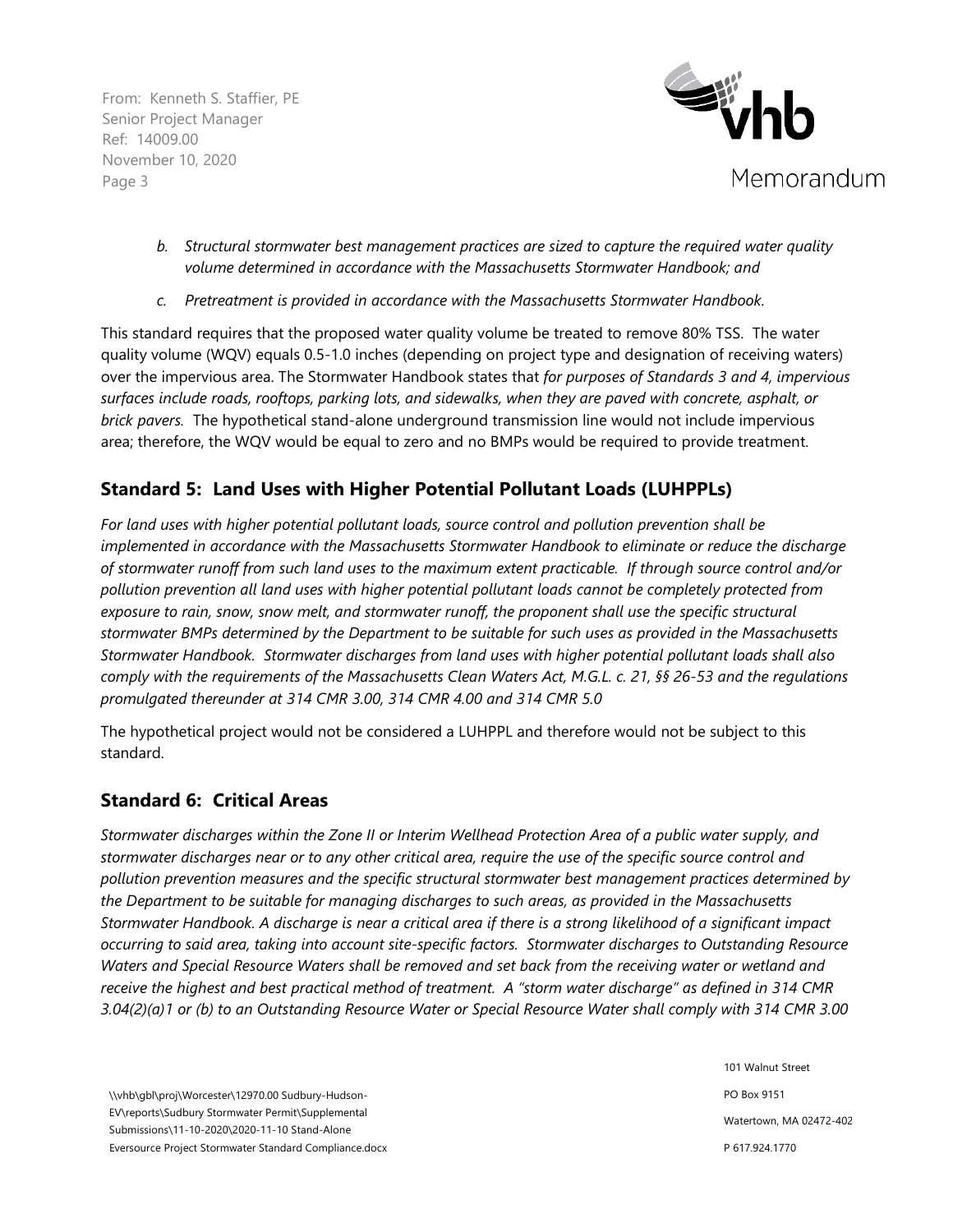*b. Structural stormwater best management practices are sized to capture the required water quality volume determined in accordance with the Massachusetts Stormwater Handbook; and*

*c. Pretreatment is provided in accordance with the Massachusetts Stormwater Handbook.*

This standard requires that the proposed water quality volume be treated to remove 80% TSS. The water quality volume (WQV) equals 0.5-1.0 inches (depending on project type and designation of receiving waters) over the impervious area. The Stormwater Handbook states that *for purposes of Standards 3 and 4, impervious surfaces include roads, rooftops, parking lots, and sidewalks, when they are paved with concrete, asphalt, or brick pavers.* The hypothetical stand-alone underground transmission line would not include impervious area; therefore, the WQV would be equal to zero and no BMPs would be required to provide treatment.

## Standard 5: Land Uses with Higher Potential Pollutant Loads (LUHPPLs)

*For land uses with higher potential pollutant loads, source control and pollution prevention shall be implemented in accordance with the Massachusetts Stormwater Handbook to eliminate or reduce the discharge of stormwater runoff from such land uses to the maximum extent practicable. If through source control and/or pollution prevention all land uses with higher potential pollutant loads cannot be completely protected from exposure to rain, snow, snow melt, and stormwater runoff, the proponent shall use the specific structural stormwater BMPs determined by the Department to be suitable for such uses as provided in the Massachusetts Stormwater Handbook. Stormwater discharges from land uses with higher potential pollutant loads shall also comply with the requirements of the Massachusetts Clean Waters Act, M.G.L. c. 21, §§ 26-53 and the regulations promulgated thereunder at 314 CMR 3.00, 314 CMR 4.00 and 314 CMR 5.0*

The hypothetical project would not be considered a LUHPPL and therefore would not be subject to this standard.

## Standard 6: Critical Areas

*Stormwater discharges within the Zone II or Interim Wellhead Protection Area of a public water supply, and stormwater discharges near or to any other critical area, require the use of the specific source control and pollution prevention measures and the specific structural stormwater best management practices determined by the Department to be suitable for managing discharges to such areas, as provided in the Massachusetts Stormwater Handbook. A discharge is near a critical area if there is a strong likelihood of a significant impact occurring to said area, taking into account site-specific factors. Stormwater discharges to Outstanding Resource Waters and Special Resource Waters shall be removed and set back from the receiving water or wetland and receive the highest and best practical method of treatment. A "storm water discharge" as defined in 314 CMR 3.04(2)(a)1 or (b) to an Outstanding Resource Water or Special Resource Water shall comply with 314 CMR 3.00*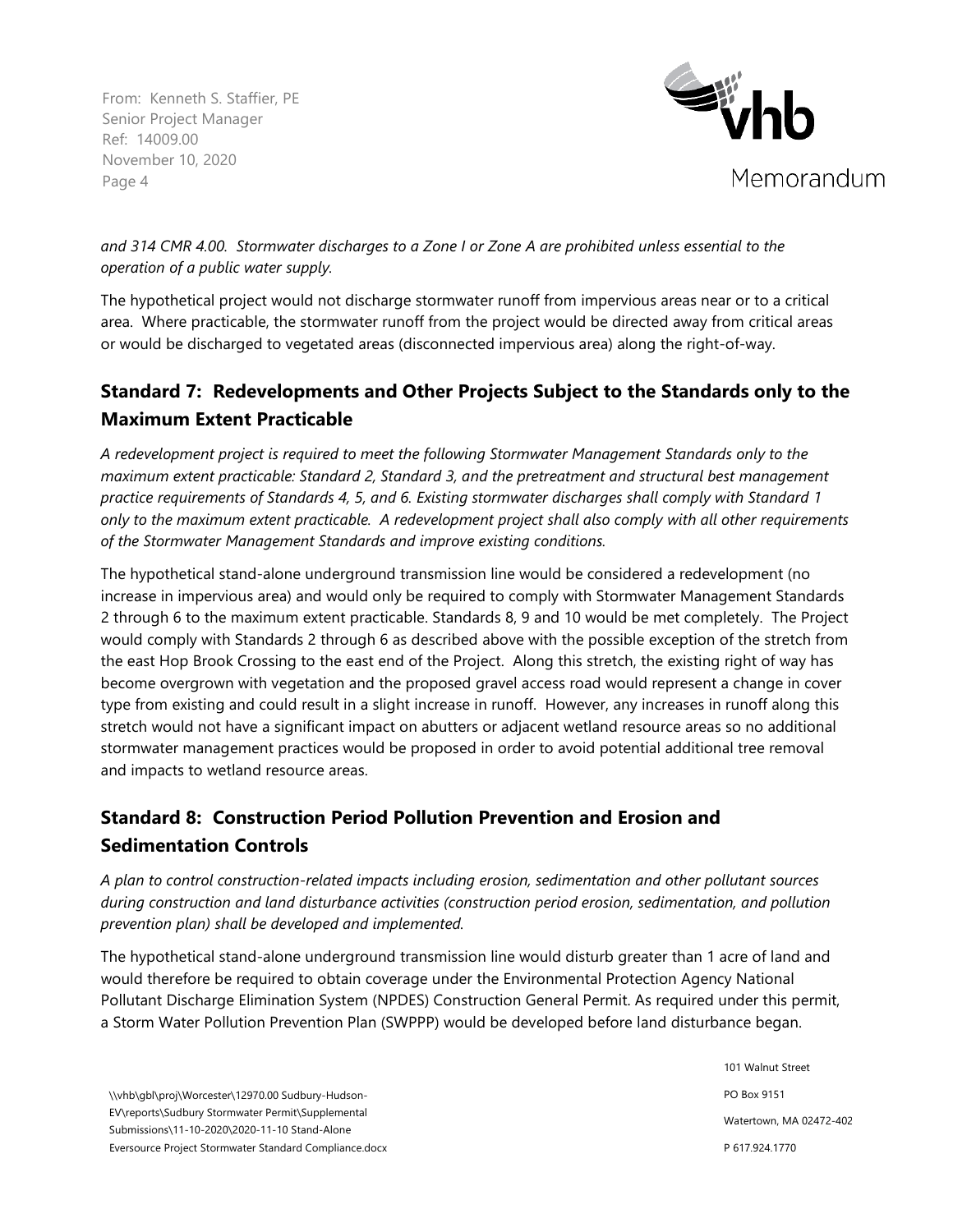*and 314 CMR 4.00. Stormwater discharges to a Zone I or Zone A are prohibited unless essential to the operation of a public water supply.*

The hypothetical project would not discharge stormwater runoff from impervious areas near or to a critical area. Where practicable, the stormwater runoff from the project would be directed away from critical areas or would be discharged to vegetated areas (disconnected impervious area) along the right-of-way.

## Standard 7: Redevelopments and Other Projects Subject to the Standards only to the Maximum Extent Practicable

*A redevelopment project is required to meet the following Stormwater Management Standards only to the maximum extent practicable: Standard 2, Standard 3, and the pretreatment and structural best management practice requirements of Standards 4, 5, and 6. Existing stormwater discharges shall comply with Standard 1 only to the maximum extent practicable. A redevelopment project shall also comply with all other requirements of the Stormwater Management Standards and improve existing conditions.*

The hypothetical stand-alone underground transmission line would be considered a redevelopment (no increase in impervious area) and would only be required to comply with Stormwater Management Standards 2 through 6 to the maximum extent practicable. Standards 8, 9 and 10 would be met completely. The Project would comply with Standards 2 through 6 as described above with the possible exception of the stretch from the east Hop Brook Crossing to the east end of the Project. Along this stretch, the existing right of way has become overgrown with vegetation and the proposed gravel access road would represent a change in cover type from existing and could result in a slight increase in runoff. However, any increases in runoff along this stretch would not have a significant impact on abutters or adjacent wetland resource areas so no additional stormwater management practices would be proposed in order to avoid potential additional tree removal and impacts to wetland resource areas.

## Standard 8: Construction Period Pollution Prevention and Erosion and Sedimentation Controls

*A plan to control construction-related impacts including erosion, sedimentation and other pollutant sources during construction and land disturbance activities (construction period erosion, sedimentation, and pollution prevention plan) shall be developed and implemented.*

The hypothetical stand-alone underground transmission line would disturb greater than 1 acre of land and would therefore be required to obtain coverage under the Environmental Protection Agency National Pollutant Discharge Elimination System (NPDES) Construction General Permit. As required under this permit, a Storm Water Pollution Prevention Plan (SWPPP) would be developed before land disturbance began.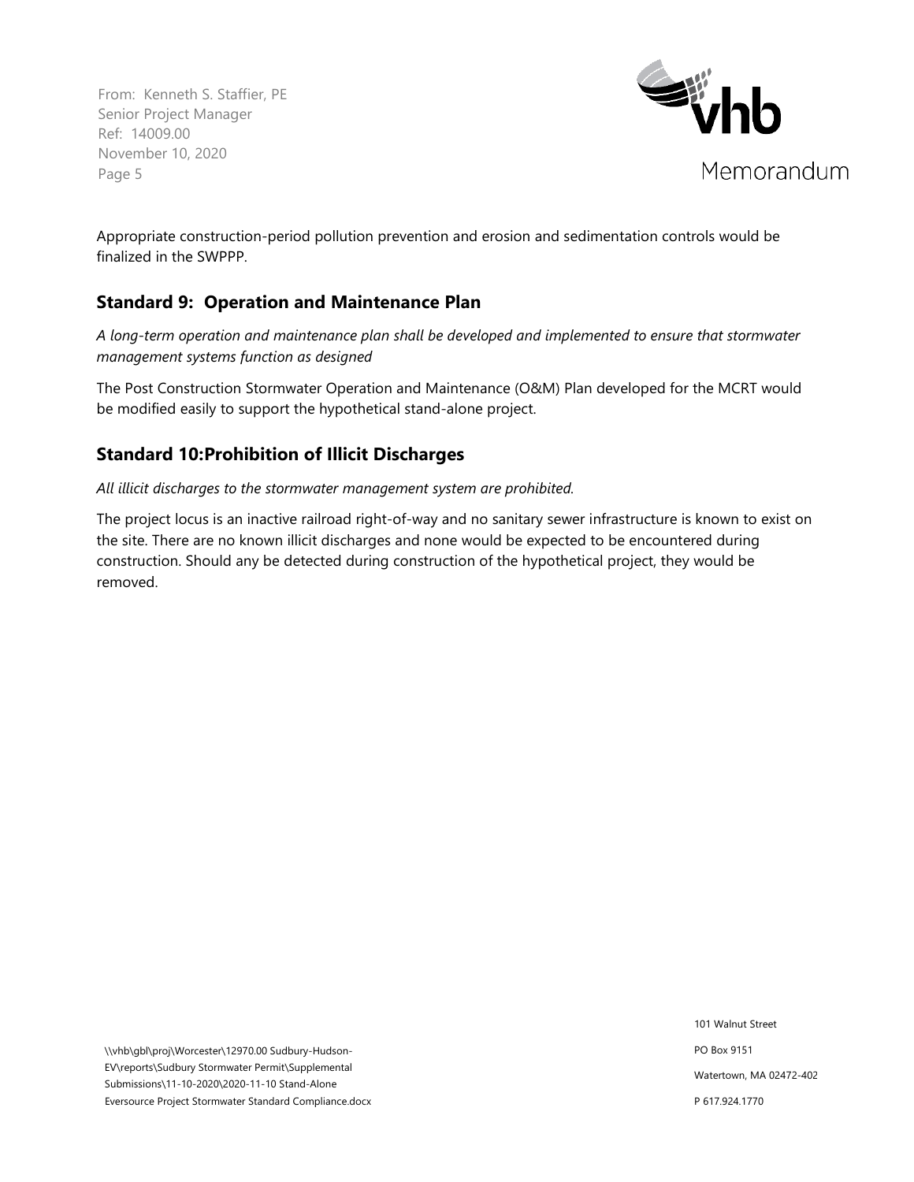Appropriate construction-period pollution prevention and erosion and sedimentation controls would be finalized in the SWPPP.

## Standard 9: Operation and Maintenance Plan

*A long-term operation and maintenance plan shall be developed and implemented to ensure that stormwater management systems function as designed*

The Post Construction Stormwater Operation and Maintenance (O&M) Plan developed for the MCRT would be modified easily to support the hypothetical stand-alone project.

## Standard 10:Prohibition of Illicit Discharges

*All illicit discharges to the stormwater management system are prohibited.*

The project locus is an inactive railroad right-of-way and no sanitary sewer infrastructure is known to exist on the site. There are no known illicit discharges and none would be expected to be encountered during construction. Should any be detected during construction of the hypothetical project, they would be removed.